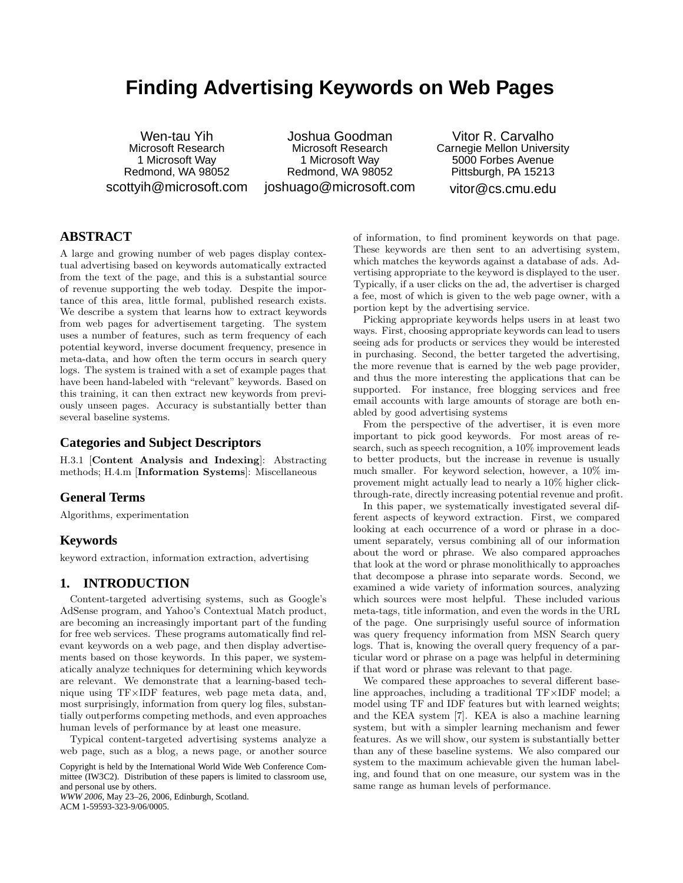# Finding Advertising Keywords on Web Pages

Wen-tau Yih
Microsoft Research
1 Microsoft Way
Redmond, WA 98052
scottyih@microsoft.com

Joshua Goodman
Microsoft Research
1 Microsoft Way
Redmond, WA 98052
joshuago@microsoft.com

Vitor R. Carvalho
Carnegie Mellon University
5000 Forbes Avenue
Pittsburgh, PA 15213
vitor@cs.cmu.edu

## ABSTRACT

A large and growing number of web pages display contextual advertising based on keywords automatically extracted from the text of the page, and this is a substantial source of revenue supporting the web today. Despite the importance of this area, little formal, published research exists. We describe a system that learns how to extract keywords from web pages for advertisement targeting. The system uses a number of features, such as term frequency of each potential keyword, inverse document frequency, presence in meta-data, and how often the term occurs in search query logs. The system is trained with a set of example pages that have been hand-labeled with "relevant" keywords. Based on this training, it can then extract new keywords from previously unseen pages. Accuracy is substantially better than several baseline systems.

### Categories and Subject Descriptors

H.3.1 [**Content Analysis and Indexing**]: Abstracting methods; H.4.m [**Information Systems**]: Miscellaneous

### General Terms

Algorithms, experimentation

### Keywords

keyword extraction, information extraction, advertising

## 1. INTRODUCTION

Content-targeted advertising systems, such as Google's AdSense program, and Yahoo's Contextual Match product, are becoming an increasingly important part of the funding for free web services. These programs automatically find relevant keywords on a web page, and then display advertisements based on those keywords. In this paper, we systematically analyze techniques for determining which keywords are relevant. We demonstrate that a learning-based technique using TF×IDF features, web page meta data, and, most surprisingly, information from query log files, substantially outperforms competing methods, and even approaches human levels of performance by at least one measure.

Typical content-targeted advertising systems analyze a web page, such as a blog, a news page, or another source of information, to find prominent keywords on that page. These keywords are then sent to an advertising system, which matches the keywords against a database of ads. Advertising appropriate to the keyword is displayed to the user. Typically, if a user clicks on the ad, the advertiser is charged a fee, most of which is given to the web page owner, with a portion kept by the advertising service.

Picking appropriate keywords helps users in at least two ways. First, choosing appropriate keywords can lead to users seeing ads for products or services they would be interested in purchasing. Second, the better targeted the advertising, the more revenue that is earned by the web page provider, and thus the more interesting the applications that can be supported. For instance, free blogging services and free email accounts with large amounts of storage are both enabled by good advertising systems

From the perspective of the advertiser, it is even more important to pick good keywords. For most areas of research, such as speech recognition, a 10% improvement leads to better products, but the increase in revenue is usually much smaller. For keyword selection, however, a 10% improvement might actually lead to nearly a 10% higher click-through-rate, directly increasing potential revenue and profit.

In this paper, we systematically investigated several different aspects of keyword extraction. First, we compared looking at each occurrence of a word or phrase in a document separately, versus combining all of our information about the word or phrase. We also compared approaches that look at the word or phrase monolithically to approaches that decompose a phrase into separate words. Second, we examined a wide variety of information sources, analyzing which sources were most helpful. These included various meta-tags, title information, and even the words in the URL of the page. One surprisingly useful source of information was query frequency information from MSN Search query logs. That is, knowing the overall query frequency of a particular word or phrase on a page was helpful in determining if that word or phrase was relevant to that page.

We compared these approaches to several different baseline approaches, including a traditional TF×IDF model; a model using TF and IDF features but with learned weights; and the KEA system [7]. KEA is also a machine learning system, but with a simpler learning mechanism and fewer features. As we will show, our system is substantially better than any of these baseline systems. We also compared our system to the maximum achievable given the human labeling, and found that on one measure, our system was in the same range as human levels of performance.

Copyright is held by the International World Wide Web Conference Committee (IW3C2). Distribution of these papers is limited to classroom use, and personal use by others.
*WWW 2006*, May 23–26, 2006, Edinburgh, Scotland.
ACM 1-59593-323-9/06/0005.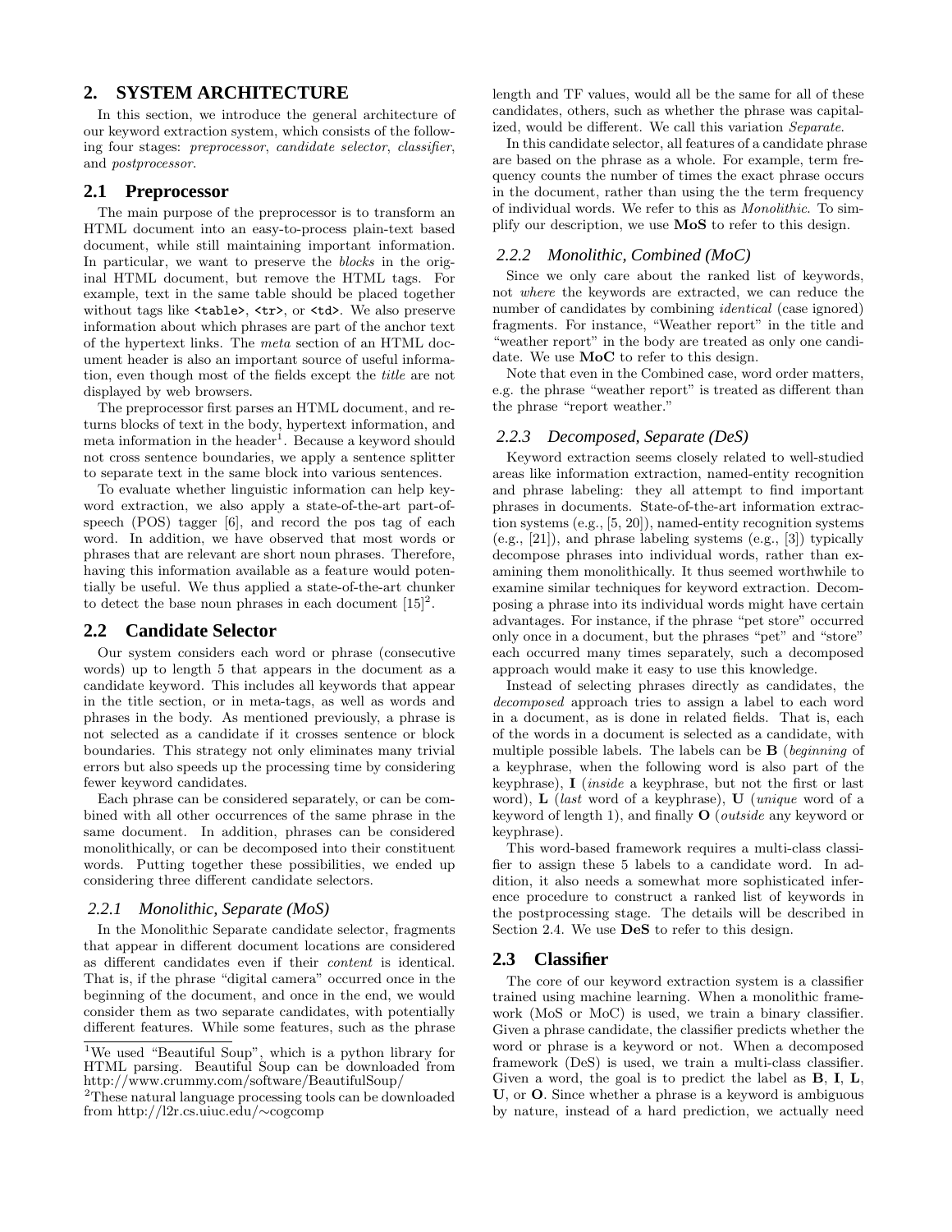## 2. SYSTEM ARCHITECTURE

In this section, we introduce the general architecture of our keyword extraction system, which consists of the following four stages: *preprocessor*, *candidate selector*, *classifier*, and *postprocessor*.

### 2.1 Preprocessor

The main purpose of the preprocessor is to transform an HTML document into an easy-to-process plain-text based document, while still maintaining important information. In particular, we want to preserve the *blocks* in the original HTML document, but remove the HTML tags. For example, text in the same table should be placed together without tags like `<table>`, `<tr>`, or `<td>`. We also preserve information about which phrases are part of the anchor text of the hypertext links. The *meta* section of an HTML document header is also an important source of useful information, even though most of the fields except the *title* are not displayed by web browsers.

The preprocessor first parses an HTML document, and returns blocks of text in the body, hypertext information, and meta information in the header[1]. Because a keyword should not cross sentence boundaries, we apply a sentence splitter to separate text in the same block into various sentences.

To evaluate whether linguistic information can help keyword extraction, we also apply a state-of-the-art part-of-speech (POS) tagger [6], and record the pos tag of each word. In addition, we have observed that most words or phrases that are relevant are short noun phrases. Therefore, having this information available as a feature would potentially be useful. We thus applied a state-of-the-art chunker to detect the base noun phrases in each document [15][2].

### 2.2 Candidate Selector

Our system considers each word or phrase (consecutive words) up to length 5 that appears in the document as a candidate keyword. This includes all keywords that appear in the title section, or in meta-tags, as well as words and phrases in the body. As mentioned previously, a phrase is not selected as a candidate if it crosses sentence or block boundaries. This strategy not only eliminates many trivial errors but also speeds up the processing time by considering fewer keyword candidates.

Each phrase can be considered separately, or can be combined with all other occurrences of the same phrase in the same document. In addition, phrases can be considered monolithically, or can be decomposed into their constituent words. Putting together these possibilities, we ended up considering three different candidate selectors.

#### 2.2.1 Monolithic, Separate (MoS)

In the Monolithic Separate candidate selector, fragments that appear in different document locations are considered as different candidates even if their *content* is identical. That is, if the phrase "digital camera" occurred once in the beginning of the document, and once in the end, we would consider them as two separate candidates, with potentially different features. While some features, such as the phrase length and TF values, would all be the same for all of these candidates, others, such as whether the phrase was capitalized, would be different. We call this variation *Separate*.

In this candidate selector, all features of a candidate phrase are based on the phrase as a whole. For example, term frequency counts the number of times the exact phrase occurs in the document, rather than using the the term frequency of individual words. We refer to this as *Monolithic*. To simplify our description, we use **MoS** to refer to this design.

#### 2.2.2 Monolithic, Combined (MoC)

Since we only care about the ranked list of keywords, not *where* the keywords are extracted, we can reduce the number of candidates by combining *identical* (case ignored) fragments. For instance, "Weather report" in the title and "weather report" in the body are treated as only one candidate. We use **MoC** to refer to this design.

Note that even in the Combined case, word order matters, e.g. the phrase "weather report" is treated as different than the phrase "report weather."

#### 2.2.3 Decomposed, Separate (DeS)

Keyword extraction seems closely related to well-studied areas like information extraction, named-entity recognition and phrase labeling: they all attempt to find important phrases in documents. State-of-the-art information extraction systems (e.g., [5, 20]), named-entity recognition systems (e.g., [21]), and phrase labeling systems (e.g., [3]) typically decompose phrases into individual words, rather than examining them monolithically. It thus seemed worthwhile to examine similar techniques for keyword extraction. Decomposing a phrase into its individual words might have certain advantages. For instance, if the phrase "pet store" occurred only once in a document, but the phrases "pet" and "store" each occurred many times separately, such a decomposed approach would make it easy to use this knowledge.

Instead of selecting phrases directly as candidates, the *decomposed* approach tries to assign a label to each word in a document, as is done in related fields. That is, each of the words in a document is selected as a candidate, with multiple possible labels. The labels can be **B** (*beginning* of a keyphrase, when the following word is also part of the keyphrase), **I** (*inside* a keyphrase, but not the first or last word), **L** (*last* word of a keyphrase), **U** (*unique* word of a keyword of length 1), and finally **O** (*outside* any keyword or keyphrase).

This word-based framework requires a multi-class classifier to assign these 5 labels to a candidate word. In addition, it also needs a somewhat more sophisticated inference procedure to construct a ranked list of keywords in the postprocessing stage. The details will be described in Section 2.4. We use **DeS** to refer to this design.

### 2.3 Classifier

The core of our keyword extraction system is a classifier trained using machine learning. When a monolithic framework (MoS or MoC) is used, we train a binary classifier. Given a phrase candidate, the classifier predicts whether the word or phrase is a keyword or not. When a decomposed framework (DeS) is used, we train a multi-class classifier. Given a word, the goal is to predict the label as **B**, **I**, **L**, **U**, or **O**. Since whether a phrase is a keyword is ambiguous by nature, instead of a hard prediction, we actually need

---

[1] We used "Beautiful Soup", which is a python library for HTML parsing. Beautiful Soup can be downloaded from http://www.crummy.com/software/BeautifulSoup/

[2] These natural language processing tools can be downloaded from http://l2r.cs.uiuc.edu/∼cogcomp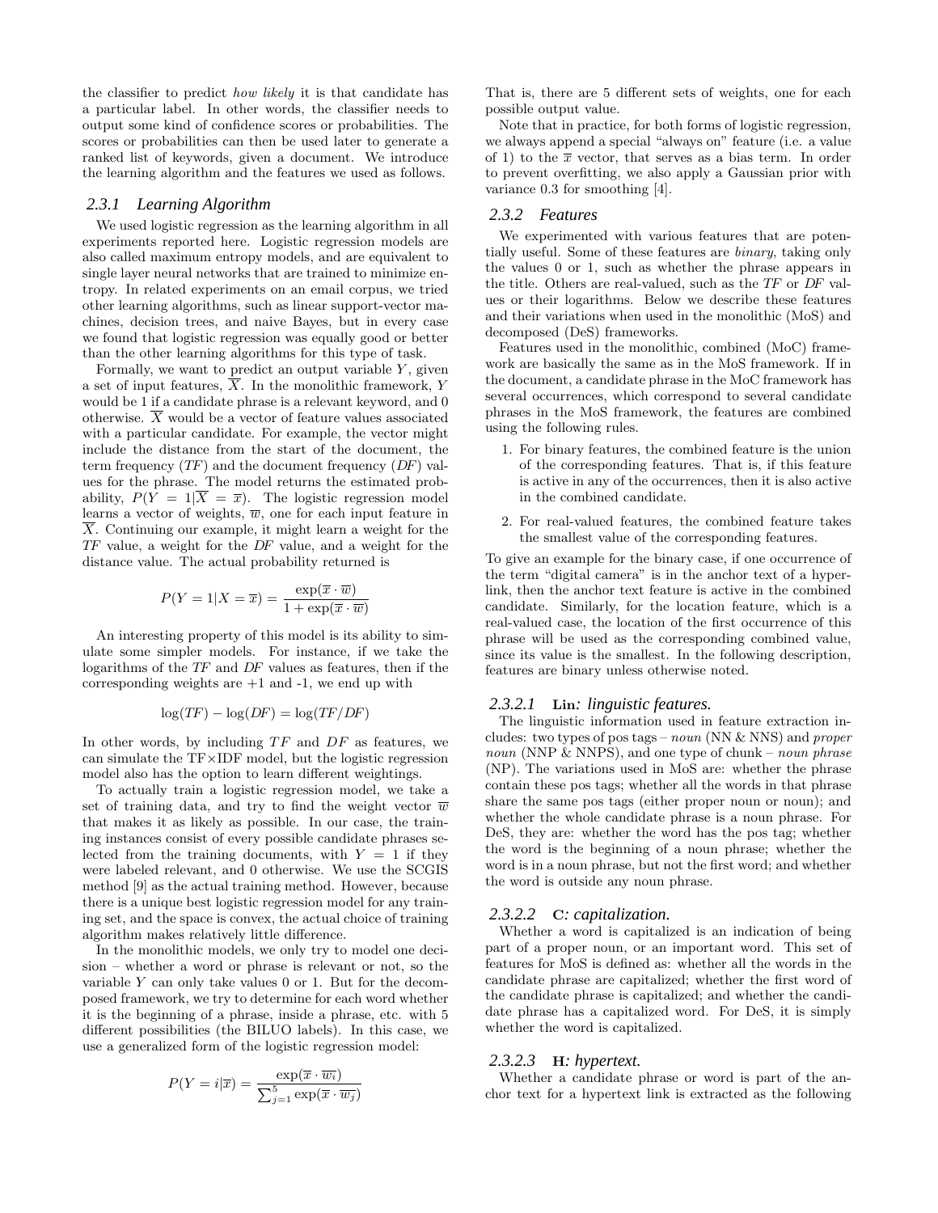the classifier to predict *how likely* it is that candidate has a particular label. In other words, the classifier needs to output some kind of confidence scores or probabilities. The scores or probabilities can then be used later to generate a ranked list of keywords, given a document. We introduce the learning algorithm and the features we used as follows.

### 2.3.1 Learning Algorithm

We used logistic regression as the learning algorithm in all experiments reported here. Logistic regression models are also called maximum entropy models, and are equivalent to single layer neural networks that are trained to minimize entropy. In related experiments on an email corpus, we tried other learning algorithms, such as linear support-vector machines, decision trees, and naive Bayes, but in every case we found that logistic regression was equally good or better than the other learning algorithms for this type of task.

Formally, we want to predict an output variable $Y$, given a set of input features, $\overline{X}$. In the monolithic framework, $Y$ would be 1 if a candidate phrase is a relevant keyword, and 0 otherwise. $\overline{X}$ would be a vector of feature values associated with a particular candidate. For example, the vector might include the distance from the start of the document, the term frequency (*TF*) and the document frequency (*DF*) values for the phrase. The model returns the estimated probability, $P(Y = 1|\overline{X} = \overline{x})$. The logistic regression model learns a vector of weights, $\overline{w}$, one for each input feature in $\overline{X}$. Continuing our example, it might learn a weight for the *TF* value, a weight for the *DF* value, and a weight for the distance value. The actual probability returned is

$$P(Y = 1|X = \overline{x}) = \frac{\exp(\overline{x} \cdot \overline{w})}{1 + \exp(\overline{x} \cdot \overline{w})}$$

An interesting property of this model is its ability to simulate some simpler models. For instance, if we take the logarithms of the *TF* and *DF* values as features, then if the corresponding weights are +1 and -1, we end up with

$$\log(TF) - \log(DF) = \log(TF/DF)$$

In other words, by including $TF$ and $DF$ as features, we can simulate the TF×IDF model, but the logistic regression model also has the option to learn different weightings.

To actually train a logistic regression model, we take a set of training data, and try to find the weight vector $\overline{w}$ that makes it as likely as possible. In our case, the training instances consist of every possible candidate phrases selected from the training documents, with $Y = 1$ if they were labeled relevant, and 0 otherwise. We use the SCGIS method [9] as the actual training method. However, because there is a unique best logistic regression model for any training set, and the space is convex, the actual choice of training algorithm makes relatively little difference.

In the monolithic models, we only try to model one decision – whether a word or phrase is relevant or not, so the variable $Y$ can only take values 0 or 1. But for the decomposed framework, we try to determine for each word whether it is the beginning of a phrase, inside a phrase, etc. with 5 different possibilities (the BILUO labels). In this case, we use a generalized form of the logistic regression model:

$$P(Y = i|\overline{x}) = \frac{\exp(\overline{x} \cdot \overline{w_i})}{\sum_{j=1}^{5} \exp(\overline{x} \cdot \overline{w_j})}$$

That is, there are 5 different sets of weights, one for each possible output value.

Note that in practice, for both forms of logistic regression, we always append a special "always on" feature (i.e. a value of 1) to the $\overline{x}$ vector, that serves as a bias term. In order to prevent overfitting, we also apply a Gaussian prior with variance 0.3 for smoothing [4].

### 2.3.2 Features

We experimented with various features that are potentially useful. Some of these features are *binary*, taking only the values 0 or 1, such as whether the phrase appears in the title. Others are real-valued, such as the *TF* or *DF* values or their logarithms. Below we describe these features and their variations when used in the monolithic (MoS) and decomposed (DeS) frameworks.

Features used in the monolithic, combined (MoC) framework are basically the same as in the MoS framework. If in the document, a candidate phrase in the MoC framework has several occurrences, which correspond to several candidate phrases in the MoS framework, the features are combined using the following rules.

1. For binary features, the combined feature is the union of the corresponding features. That is, if this feature is active in any of the occurrences, then it is also active in the combined candidate.
2. For real-valued features, the combined feature takes the smallest value of the corresponding features.

To give an example for the binary case, if one occurrence of the term "digital camera" is in the anchor text of a hyperlink, then the anchor text feature is active in the combined candidate. Similarly, for the location feature, which is a real-valued case, the location of the first occurrence of this phrase will be used as the corresponding combined value, since its value is the smallest. In the following description, features are binary unless otherwise noted.

#### 2.3.2.1 Lin: linguistic features.

The linguistic information used in feature extraction includes: two types of pos tags – *noun* (NN & NNS) and *proper noun* (NNP & NNPS), and one type of chunk – *noun phrase* (NP). The variations used in MoS are: whether the phrase contain these pos tags; whether all the words in that phrase share the same pos tags (either proper noun or noun); and whether the whole candidate phrase is a noun phrase. For DeS, they are: whether the word has the pos tag; whether the word is the beginning of a noun phrase; whether the word is in a noun phrase, but not the first word; and whether the word is outside any noun phrase.

#### 2.3.2.2 C: capitalization.

Whether a word is capitalized is an indication of being part of a proper noun, or an important word. This set of features for MoS is defined as: whether all the words in the candidate phrase are capitalized; whether the first word of the candidate phrase is capitalized; and whether the candidate phrase has a capitalized word. For DeS, it is simply whether the word is capitalized.

#### 2.3.2.3 H: hypertext.

Whether a candidate phrase or word is part of the anchor text for a hypertext link is extracted as the following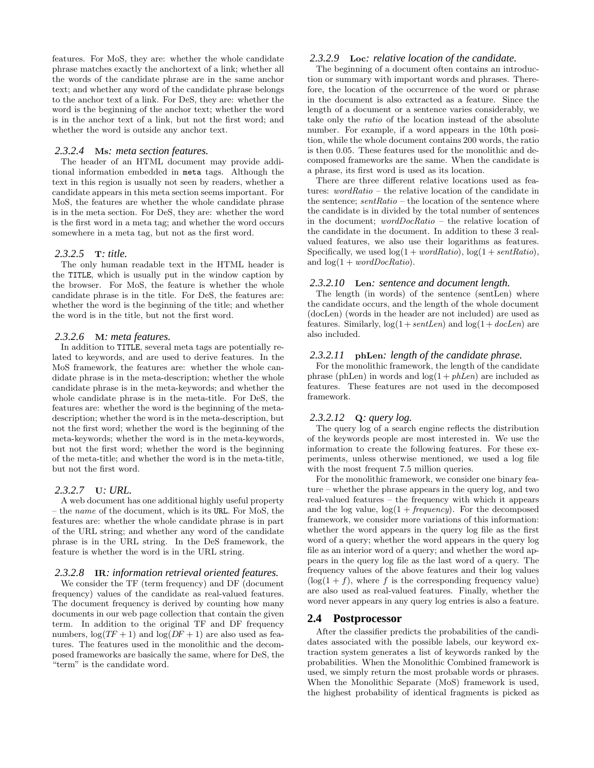features. For MoS, they are: whether the whole candidate phrase matches exactly the anchortext of a link; whether all the words of the candidate phrase are in the same anchor text; and whether any word of the candidate phrase belongs to the anchor text of a link. For DeS, they are: whether the word is the beginning of the anchor text; whether the word is in the anchor text of a link, but not the first word; and whether the word is outside any anchor text.

#### 2.3.2.4 **Ms***: meta section features.*

The header of an HTML document may provide additional information embedded in `meta` tags. Although the text in this region is usually not seen by readers, whether a candidate appears in this meta section seems important. For MoS, the features are whether the whole candidate phrase is in the meta section. For DeS, they are: whether the word is the first word in a meta tag; and whether the word occurs somewhere in a meta tag, but not as the first word.

#### 2.3.2.5 **T***: title.*

The only human readable text in the HTML header is the `TITLE`, which is usually put in the window caption by the browser. For MoS, the feature is whether the whole candidate phrase is in the title. For DeS, the features are: whether the word is the beginning of the title; and whether the word is in the title, but not the first word.

#### 2.3.2.6 **M***: meta features.*

In addition to `TITLE`, several meta tags are potentially related to keywords, and are used to derive features. In the MoS framework, the features are: whether the whole candidate phrase is in the meta-description; whether the whole candidate phrase is in the meta-keywords; and whether the whole candidate phrase is in the meta-title. For DeS, the features are: whether the word is the beginning of the meta-description; whether the word is in the meta-description, but not the first word; whether the word is the beginning of the meta-keywords; whether the word is in the meta-keywords, but not the first word; whether the word is the beginning of the meta-title; and whether the word is in the meta-title, but not the first word.

#### 2.3.2.7 **U***: URL.*

A web document has one additional highly useful property – the *name* of the document, which is its `URL`. For MoS, the features are: whether the whole candidate phrase is in part of the URL string; and whether any word of the candidate phrase is in the URL string. In the DeS framework, the feature is whether the word is in the URL string.

#### 2.3.2.8 **IR***: information retrieval oriented features.*

We consider the TF (term frequency) and DF (document frequency) values of the candidate as real-valued features. The document frequency is derived by counting how many documents in our web page collection that contain the given term. In addition to the original TF and DF frequency numbers, $\log(TF + 1)$ and $\log(DF + 1)$ are also used as features. The features used in the monolithic and the decomposed frameworks are basically the same, where for DeS, the "term" is the candidate word.

#### 2.3.2.9 **Loc***: relative location of the candidate.*

The beginning of a document often contains an introduction or summary with important words and phrases. Therefore, the location of the occurrence of the word or phrase in the document is also extracted as a feature. Since the length of a document or a sentence varies considerably, we take only the *ratio* of the location instead of the absolute number. For example, if a word appears in the 10th position, while the whole document contains 200 words, the ratio is then 0.05. These features used for the monolithic and decomposed frameworks are the same. When the candidate is a phrase, its first word is used as its location.

There are three different relative locations used as features: *wordRatio* – the relative location of the candidate in the sentence; *sentRatio* – the location of the sentence where the candidate is in divided by the total number of sentences in the document; *wordDocRatio* – the relative location of the candidate in the document. In addition to these 3 real-valued features, we also use their logarithms as features. Specifically, we used $\log(1 + \mathit{wordRatio})$, $\log(1 + \mathit{sentRatio})$, and $\log(1 + \mathit{wordDocRatio})$.

#### 2.3.2.10 **Len***: sentence and document length.*

The length (in words) of the sentence (sentLen) where the candidate occurs, and the length of the whole document (docLen) (words in the header are not included) are used as features. Similarly, $\log(1 + \mathit{sentLen})$ and $\log(1 + \mathit{docLen})$ are also included.

#### 2.3.2.11 **phLen***: length of the candidate phrase.*

For the monolithic framework, the length of the candidate phrase (phLen) in words and $\log(1 + \mathit{phLen})$ are included as features. These features are not used in the decomposed framework.

#### 2.3.2.12 **Q***: query log.*

The query log of a search engine reflects the distribution of the keywords people are most interested in. We use the information to create the following features. For these experiments, unless otherwise mentioned, we used a log file with the most frequent 7.5 million queries.

For the monolithic framework, we consider one binary feature – whether the phrase appears in the query log, and two real-valued features – the frequency with which it appears and the log value, $\log(1 + \mathit{frequency})$. For the decomposed framework, we consider more variations of this information: whether the word appears in the query log file as the first word of a query; whether the word appears in the query log file as an interior word of a query; and whether the word appears in the query log file as the last word of a query. The frequency values of the above features and their log values ($\log(1 + f)$, where $f$ is the corresponding frequency value) are also used as real-valued features. Finally, whether the word never appears in any query log entries is also a feature.

## 2.4 Postprocessor

After the classifier predicts the probabilities of the candidates associated with the possible labels, our keyword extraction system generates a list of keywords ranked by the probabilities. When the Monolithic Combined framework is used, we simply return the most probable words or phrases. When the Monolithic Separate (MoS) framework is used, the highest probability of identical fragments is picked as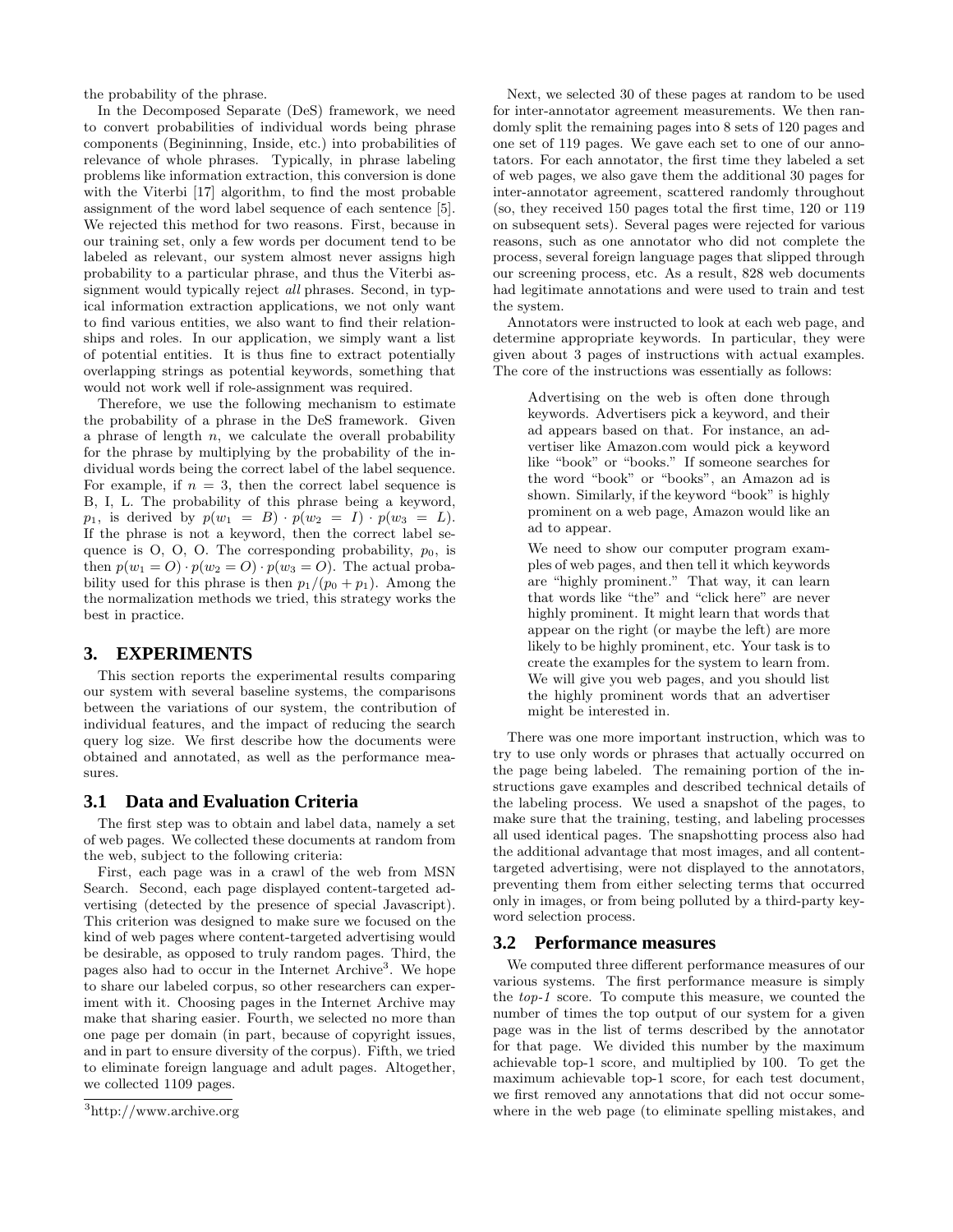the probability of the phrase.

In the Decomposed Separate (DeS) framework, we need to convert probabilities of individual words being phrase components (Begininning, Inside, etc.) into probabilities of relevance of whole phrases. Typically, in phrase labeling problems like information extraction, this conversion is done with the Viterbi [17] algorithm, to find the most probable assignment of the word label sequence of each sentence [5]. We rejected this method for two reasons. First, because in our training set, only a few words per document tend to be labeled as relevant, our system almost never assigns high probability to a particular phrase, and thus the Viterbi assignment would typically reject *all* phrases. Second, in typical information extraction applications, we not only want to find various entities, we also want to find their relationships and roles. In our application, we simply want a list of potential entities. It is thus fine to extract potentially overlapping strings as potential keywords, something that would not work well if role-assignment was required.

Therefore, we use the following mechanism to estimate the probability of a phrase in the DeS framework. Given a phrase of length $n$, we calculate the overall probability for the phrase by multiplying by the probability of the individual words being the correct label of the label sequence. For example, if $n = 3$, then the correct label sequence is B, I, L. The probability of this phrase being a keyword, $p_1$, is derived by $p(w_1 = B) \cdot p(w_2 = I) \cdot p(w_3 = L)$. If the phrase is not a keyword, then the correct label sequence is O, O, O. The corresponding probability, $p_0$, is then $p(w_1 = O) \cdot p(w_2 = O) \cdot p(w_3 = O)$. The actual probability used for this phrase is then $p_1/(p_0 + p_1)$. Among the the normalization methods we tried, this strategy works the best in practice.

## 3. EXPERIMENTS

This section reports the experimental results comparing our system with several baseline systems, the comparisons between the variations of our system, the contribution of individual features, and the impact of reducing the search query log size. We first describe how the documents were obtained and annotated, as well as the performance measures.

### 3.1 Data and Evaluation Criteria

The first step was to obtain and label data, namely a set of web pages. We collected these documents at random from the web, subject to the following criteria:

First, each page was in a crawl of the web from MSN Search. Second, each page displayed content-targeted advertising (detected by the presence of special Javascript). This criterion was designed to make sure we focused on the kind of web pages where content-targeted advertising would be desirable, as opposed to truly random pages. Third, the pages also had to occur in the Internet Archive[3]. We hope to share our labeled corpus, so other researchers can experiment with it. Choosing pages in the Internet Archive may make that sharing easier. Fourth, we selected no more than one page per domain (in part, because of copyright issues, and in part to ensure diversity of the corpus). Fifth, we tried to eliminate foreign language and adult pages. Altogether, we collected 1109 pages.

Next, we selected 30 of these pages at random to be used for inter-annotator agreement measurements. We then randomly split the remaining pages into 8 sets of 120 pages and one set of 119 pages. We gave each set to one of our annotators. For each annotator, the first time they labeled a set of web pages, we also gave them the additional 30 pages for inter-annotator agreement, scattered randomly throughout (so, they received 150 pages total the first time, 120 or 119 on subsequent sets). Several pages were rejected for various reasons, such as one annotator who did not complete the process, several foreign language pages that slipped through our screening process, etc. As a result, 828 web documents had legitimate annotations and were used to train and test the system.

Annotators were instructed to look at each web page, and determine appropriate keywords. In particular, they were given about 3 pages of instructions with actual examples. The core of the instructions was essentially as follows:

> Advertising on the web is often done through keywords. Advertisers pick a keyword, and their ad appears based on that. For instance, an advertiser like Amazon.com would pick a keyword like "book" or "books." If someone searches for the word "book" or "books", an Amazon ad is shown. Similarly, if the keyword "book" is highly prominent on a web page, Amazon would like an ad to appear.
>
> We need to show our computer program examples of web pages, and then tell it which keywords are "highly prominent." That way, it can learn that words like "the" and "click here" are never highly prominent. It might learn that words that appear on the right (or maybe the left) are more likely to be highly prominent, etc. Your task is to create the examples for the system to learn from. We will give you web pages, and you should list the highly prominent words that an advertiser might be interested in.

There was one more important instruction, which was to try to use only words or phrases that actually occurred on the page being labeled. The remaining portion of the instructions gave examples and described technical details of the labeling process. We used a snapshot of the pages, to make sure that the training, testing, and labeling processes all used identical pages. The snapshotting process also had the additional advantage that most images, and all content-targeted advertising, were not displayed to the annotators, preventing them from either selecting terms that occurred only in images, or from being polluted by a third-party keyword selection process.

### 3.2 Performance measures

We computed three different performance measures of our various systems. The first performance measure is simply the *top-1* score. To compute this measure, we counted the number of times the top output of our system for a given page was in the list of terms described by the annotator for that page. We divided this number by the maximum achievable top-1 score, and multiplied by 100. To get the maximum achievable top-1 score, for each test document, we first removed any annotations that did not occur somewhere in the web page (to eliminate spelling mistakes, and

[3]http://www.archive.org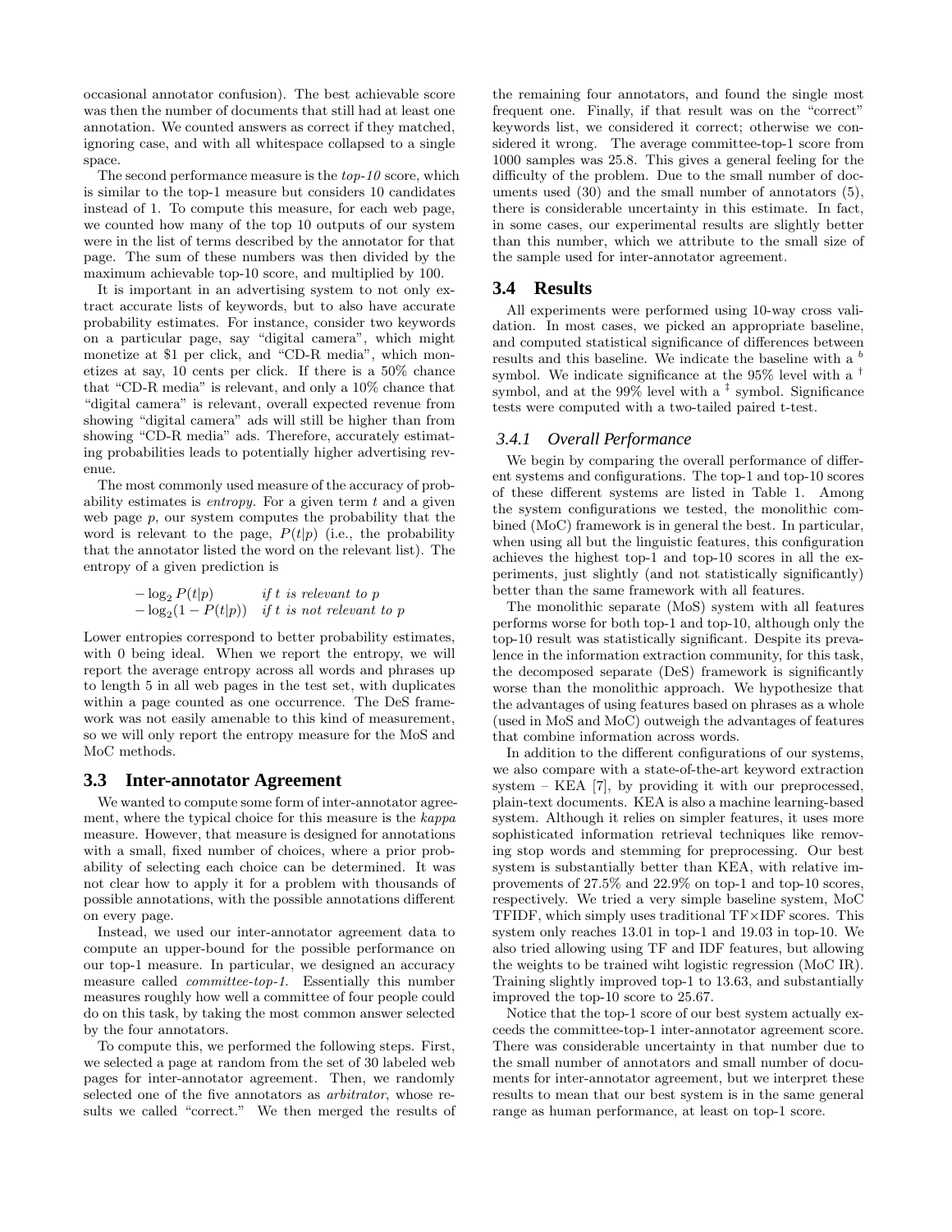occasional annotator confusion). The best achievable score was then the number of documents that still had at least one annotation. We counted answers as correct if they matched, ignoring case, and with all whitespace collapsed to a single space.

The second performance measure is the *top-10* score, which is similar to the top-1 measure but considers 10 candidates instead of 1. To compute this measure, for each web page, we counted how many of the top 10 outputs of our system were in the list of terms described by the annotator for that page. The sum of these numbers was then divided by the maximum achievable top-10 score, and multiplied by 100.

It is important in an advertising system to not only extract accurate lists of keywords, but to also have accurate probability estimates. For instance, consider two keywords on a particular page, say "digital camera", which might monetize at $1 per click, and "CD-R media", which monetizes at say, 10 cents per click. If there is a 50% chance that "CD-R media" is relevant, and only a 10% chance that "digital camera" is relevant, overall expected revenue from showing "digital camera" ads will still be higher than from showing "CD-R media" ads. Therefore, accurately estimating probabilities leads to potentially higher advertising revenue.

The most commonly used measure of the accuracy of probability estimates is *entropy*. For a given term $t$ and a given web page $p$, our system computes the probability that the word is relevant to the page, $P(t|p)$ (i.e., the probability that the annotator listed the word on the relevant list). The entropy of a given prediction is

$$\begin{array}{ll} -\log_2 P(t|p) & \textit{if } t \textit{ is relevant to } p \\ -\log_2(1 - P(t|p)) & \textit{if } t \textit{ is not relevant to } p \end{array}$$

Lower entropies correspond to better probability estimates, with 0 being ideal. When we report the entropy, we will report the average entropy across all words and phrases up to length 5 in all web pages in the test set, with duplicates within a page counted as one occurrence. The DeS framework was not easily amenable to this kind of measurement, so we will only report the entropy measure for the MoS and MoC methods.

## 3.3 Inter-annotator Agreement

We wanted to compute some form of inter-annotator agreement, where the typical choice for this measure is the *kappa* measure. However, that measure is designed for annotations with a small, fixed number of choices, where a prior probability of selecting each choice can be determined. It was not clear how to apply it for a problem with thousands of possible annotations, with the possible annotations different on every page.

Instead, we used our inter-annotator agreement data to compute an upper-bound for the possible performance on our top-1 measure. In particular, we designed an accuracy measure called *committee-top-1*. Essentially this number measures roughly how well a committee of four people could do on this task, by taking the most common answer selected by the four annotators.

To compute this, we performed the following steps. First, we selected a page at random from the set of 30 labeled web pages for inter-annotator agreement. Then, we randomly selected one of the five annotators as *arbitrator*, whose results we called "correct." We then merged the results of the remaining four annotators, and found the single most frequent one. Finally, if that result was on the "correct" keywords list, we considered it correct; otherwise we considered it wrong. The average committee-top-1 score from 1000 samples was 25.8. This gives a general feeling for the difficulty of the problem. Due to the small number of documents used (30) and the small number of annotators (5), there is considerable uncertainty in this estimate. In fact, in some cases, our experimental results are slightly better than this number, which we attribute to the small size of the sample used for inter-annotator agreement.

## 3.4 Results

All experiments were performed using 10-way cross validation. In most cases, we picked an appropriate baseline, and computed statistical significance of differences between results and this baseline. We indicate the baseline with a $^b$ symbol. We indicate significance at the 95% level with a $^\dagger$ symbol, and at the 99% level with a $^\ddagger$ symbol. Significance tests were computed with a two-tailed paired t-test.

### 3.4.1 Overall Performance

We begin by comparing the overall performance of different systems and configurations. The top-1 and top-10 scores of these different systems are listed in Table 1. Among the system configurations we tested, the monolithic combined (MoC) framework is in general the best. In particular, when using all but the linguistic features, this configuration achieves the highest top-1 and top-10 scores in all the experiments, just slightly (and not statistically significantly) better than the same framework with all features.

The monolithic separate (MoS) system with all features performs worse for both top-1 and top-10, although only the top-10 result was statistically significant. Despite its prevalence in the information extraction community, for this task, the decomposed separate (DeS) framework is significantly worse than the monolithic approach. We hypothesize that the advantages of using features based on phrases as a whole (used in MoS and MoC) outweigh the advantages of features that combine information across words.

In addition to the different configurations of our systems, we also compare with a state-of-the-art keyword extraction system – KEA [7], by providing it with our preprocessed, plain-text documents. KEA is also a machine learning-based system. Although it relies on simpler features, it uses more sophisticated information retrieval techniques like removing stop words and stemming for preprocessing. Our best system is substantially better than KEA, with relative improvements of 27.5% and 22.9% on top-1 and top-10 scores, respectively. We tried a very simple baseline system, MoC TFIDF, which simply uses traditional TF×IDF scores. This system only reaches 13.01 in top-1 and 19.03 in top-10. We also tried allowing using TF and IDF features, but allowing the weights to be trained wiht logistic regression (MoC IR). Training slightly improved top-1 to 13.63, and substantially improved the top-10 score to 25.67.

Notice that the top-1 score of our best system actually exceeds the committee-top-1 inter-annotator agreement score. There was considerable uncertainty in that number due to the small number of annotators and small number of documents for inter-annotator agreement, but we interpret these results to mean that our best system is in the same general range as human performance, at least on top-1 score.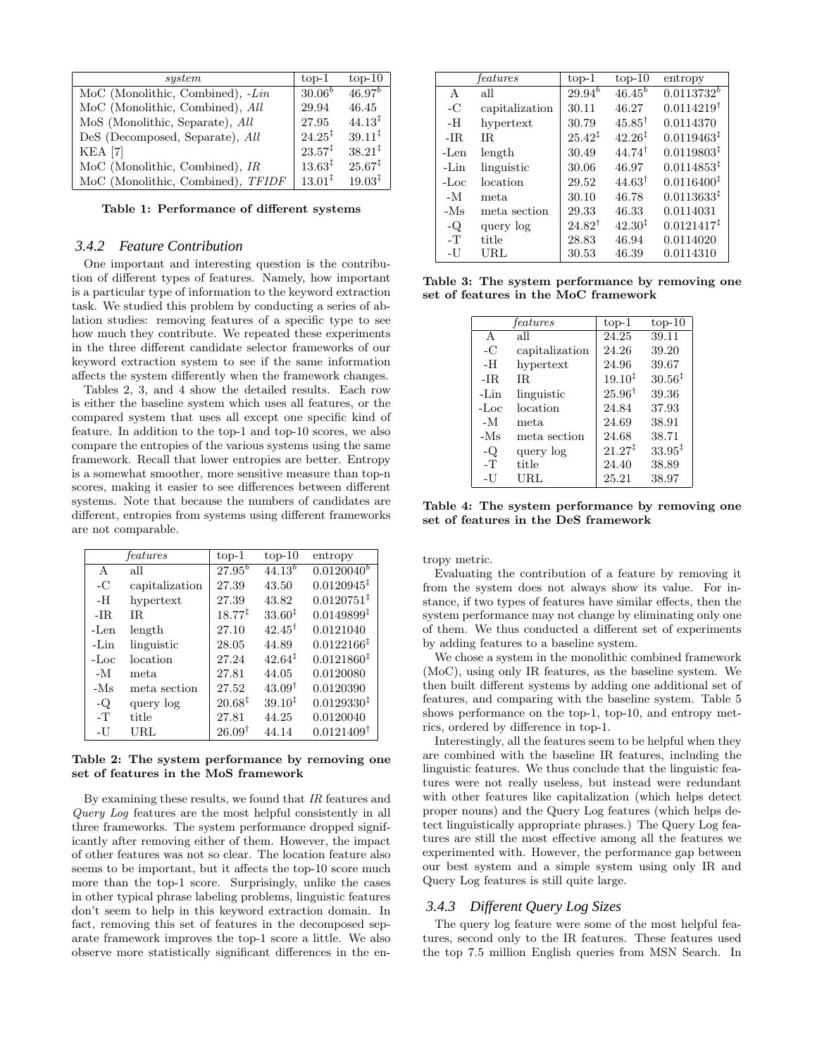| *system* | top-1 | top-10 |
|---|---|---|
| MoC (Monolithic, Combined), *-Lin* | $30.06^{b}$ | $46.97^{b}$ |
| MoC (Monolithic, Combined), *All* | 29.94 | 46.45 |
| MoS (Monolithic, Separate), *All* | 27.95 | $44.13^{\ddagger}$ |
| DeS (Decomposed, Separate), *All* | $24.25^{\ddagger}$ | $39.11^{\ddagger}$ |
| KEA [7] | $23.57^{\ddagger}$ | $38.21^{\ddagger}$ |
| MoC (Monolithic, Combined), *IR* | $13.63^{\ddagger}$ | $25.67^{\ddagger}$ |
| MoC (Monolithic, Combined), *TFIDF* | $13.01^{\ddagger}$ | $19.03^{\ddagger}$ |

**Table 1: Performance of different systems**

### 3.4.2 Feature Contribution

One important and interesting question is the contribution of different types of features. Namely, how important is a particular type of information to the keyword extraction task. We studied this problem by conducting a series of ablation studies: removing features of a specific type to see how much they contribute. We repeated these experiments in the three different candidate selector frameworks of our keyword extraction system to see if the same information affects the system differently when the framework changes.

Tables 2, 3, and 4 show the detailed results. Each row is either the baseline system which uses all features, or the compared system that uses all except one specific kind of feature. In addition to the top-1 and top-10 scores, we also compare the entropies of the various systems using the same framework. Recall that lower entropies are better. Entropy is a somewhat smoother, more sensitive measure than top-n scores, making it easier to see differences between different systems. Note that because the numbers of candidates are different, entropies from systems using different frameworks are not comparable.

| | *features* | top-1 | top-10 | entropy |
|---|---|---|---|---|
| A | all | $27.95^{b}$ | $44.13^{b}$ | $0.0120040^{b}$ |
| -C | capitalization | 27.39 | 43.50 | $0.0120945^{\ddagger}$ |
| -H | hypertext | 27.39 | 43.82 | $0.0120751^{\ddagger}$ |
| -IR | IR | $18.77^{\ddagger}$ | $33.60^{\ddagger}$ | $0.0149899^{\ddagger}$ |
| -Len | length | 27.10 | $42.45^{\dagger}$ | 0.0121040 |
| -Lin | linguistic | 28.05 | 44.89 | $0.0122166^{\ddagger}$ |
| -Loc | location | 27.24 | $42.64^{\ddagger}$ | $0.0121860^{\ddagger}$ |
| -M | meta | 27.81 | 44.05 | 0.0120080 |
| -Ms | meta section | 27.52 | $43.09^{\dagger}$ | 0.0120390 |
| -Q | query log | $20.68^{\ddagger}$ | $39.10^{\ddagger}$ | $0.0129330^{\ddagger}$ |
| -T | title | 27.81 | 44.25 | 0.0120040 |
| -U | URL | $26.09^{\dagger}$ | 44.14 | $0.0121409^{\dagger}$ |

**Table 2: The system performance by removing one set of features in the MoS framework**

By examining these results, we found that *IR* features and *Query Log* features are the most helpful consistently in all three frameworks. The system performance dropped significantly after removing either of them. However, the impact of other features was not so clear. The location feature also seems to be important, but it affects the top-10 score much more than the top-1 score. Surprisingly, unlike the cases in other typical phrase labeling problems, linguistic features don't seem to help in this keyword extraction domain. In fact, removing this set of features in the decomposed separate framework improves the top-1 score a little. We also observe more statistically significant differences in the entropy metric.

| | *features* | top-1 | top-10 | entropy |
|---|---|---|---|---|
| A | all | $29.94^{b}$ | $46.45^{b}$ | $0.0113732^{b}$ |
| -C | capitalization | 30.11 | 46.27 | $0.0114219^{\dagger}$ |
| -H | hypertext | 30.79 | $45.85^{\dagger}$ | 0.0114370 |
| -IR | IR | $25.42^{\ddagger}$ | $42.26^{\ddagger}$ | $0.0119463^{\ddagger}$ |
| -Len | length | 30.49 | $44.74^{\dagger}$ | $0.0119803^{\ddagger}$ |
| -Lin | linguistic | 30.06 | 46.97 | $0.0114853^{\ddagger}$ |
| -Loc | location | 29.52 | $44.63^{\dagger}$ | $0.0116400^{\ddagger}$ |
| -M | meta | 30.10 | 46.78 | $0.0113633^{\ddagger}$ |
| -Ms | meta section | 29.33 | 46.33 | 0.0114031 |
| -Q | query log | $24.82^{\dagger}$ | $42.30^{\ddagger}$ | $0.0121417^{\ddagger}$ |
| -T | title | 28.83 | 46.94 | 0.0114020 |
| -U | URL | 30.53 | 46.39 | 0.0114310 |

**Table 3: The system performance by removing one set of features in the MoC framework**

| | *features* | top-1 | top-10 |
|---|---|---|---|
| A | all | 24.25 | 39.11 |
| -C | capitalization | 24.26 | 39.20 |
| -H | hypertext | 24.96 | 39.67 |
| -IR | IR | $19.10^{\ddagger}$ | $30.56^{\ddagger}$ |
| -Lin | linguistic | $25.96^{\dagger}$ | 39.36 |
| -Loc | location | 24.84 | 37.93 |
| -M | meta | 24.69 | 38.91 |
| -Ms | meta section | 24.68 | 38.71 |
| -Q | query log | $21.27^{\ddagger}$ | $33.95^{\ddagger}$ |
| -T | title | 24.40 | 38.89 |
| -U | URL | 25.21 | 38.97 |

**Table 4: The system performance by removing one set of features in the DeS framework**

Evaluating the contribution of a feature by removing it from the system does not always show its value. For instance, if two types of features have similar effects, then the system performance may not change by eliminating only one of them. We thus conducted a different set of experiments by adding features to a baseline system.

We chose a system in the monolithic combined framework (MoC), using only IR features, as the baseline system. We then built different systems by adding one additional set of features, and comparing with the baseline system. Table 5 shows performance on the top-1, top-10, and entropy metrics, ordered by difference in top-1.

Interestingly, all the features seem to be helpful when they are combined with the baseline IR features, including the linguistic features. We thus conclude that the linguistic features were not really useless, but instead were redundant with other features like capitalization (which helps detect proper nouns) and the Query Log features (which helps detect linguistically appropriate phrases.) The Query Log features are still the most effective among all the features we experimented with. However, the performance gap between our best system and a simple system using only IR and Query Log features is still quite large.

### 3.4.3 Different Query Log Sizes

The query log feature were some of the most helpful features, second only to the IR features. These features used the top 7.5 million English queries from MSN Search. In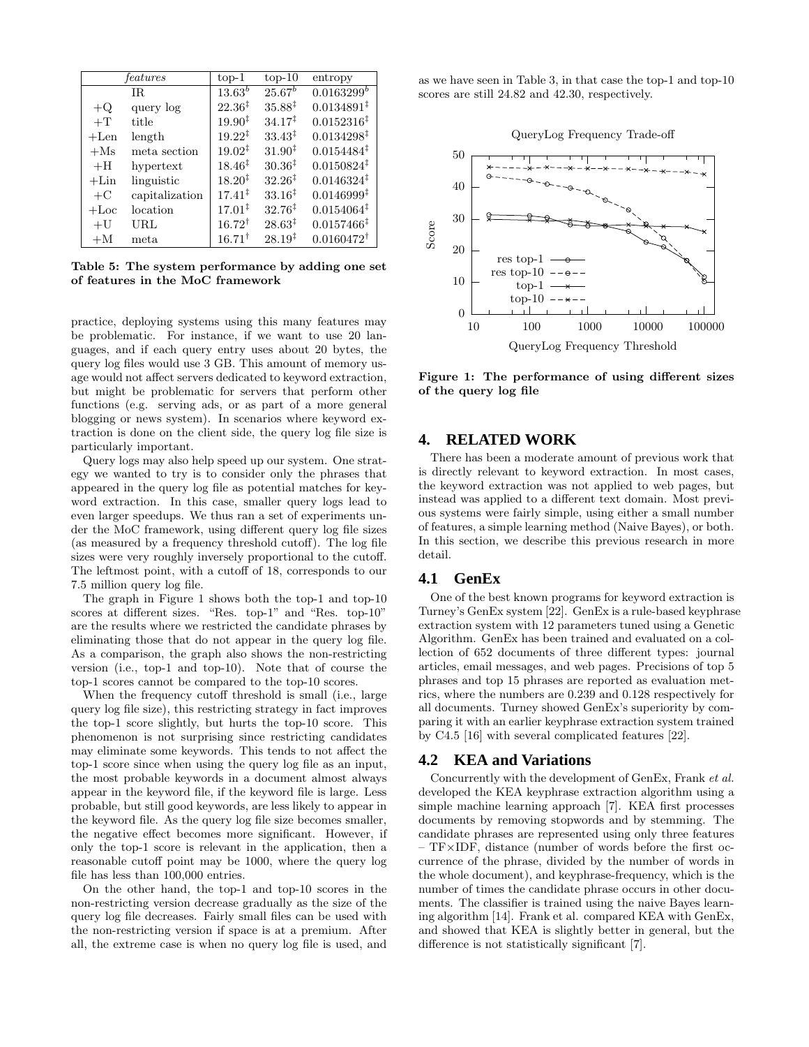| *features* | | top-1 | top-10 | entropy |
|---|---|---|---|---|
| | IR | $13.63^b$ | $25.67^b$ | $0.0163299^b$ |
| +Q | query log | $22.36^\ddagger$ | $35.88^\ddagger$ | $0.0134891^\ddagger$ |
| +T | title | $19.90^\ddagger$ | $34.17^\ddagger$ | $0.0152316^\ddagger$ |
| +Len | length | $19.22^\ddagger$ | $33.43^\ddagger$ | $0.0134298^\ddagger$ |
| +Ms | meta section | $19.02^\ddagger$ | $31.90^\ddagger$ | $0.0154484^\ddagger$ |
| +H | hypertext | $18.46^\ddagger$ | $30.36^\ddagger$ | $0.0150824^\ddagger$ |
| +Lin | linguistic | $18.20^\ddagger$ | $32.26^\ddagger$ | $0.0146324^\ddagger$ |
| +C | capitalization | $17.41^\ddagger$ | $33.16^\ddagger$ | $0.0146999^\ddagger$ |
| +Loc | location | $17.01^\ddagger$ | $32.76^\ddagger$ | $0.0154064^\ddagger$ |
| +U | URL | $16.72^\dagger$ | $28.63^\ddagger$ | $0.0157466^\ddagger$ |
| +M | meta | $16.71^\dagger$ | $28.19^\ddagger$ | $0.0160472^\dagger$ |

**Table 5: The system performance by adding one set of features in the MoC framework**

practice, deploying systems using this many features may be problematic. For instance, if we want to use 20 languages, and if each query entry uses about 20 bytes, the query log files would use 3 GB. This amount of memory usage would not affect servers dedicated to keyword extraction, but might be problematic for servers that perform other functions (e.g. serving ads, or as part of a more general blogging or news system). In scenarios where keyword extraction is done on the client side, the query log file size is particularly important.

Query logs may also help speed up our system. One strategy we wanted to try is to consider only the phrases that appeared in the query log file as potential matches for keyword extraction. In this case, smaller query logs lead to even larger speedups. We thus ran a set of experiments under the MoC framework, using different query log file sizes (as measured by a frequency threshold cutoff). The log file sizes were very roughly inversely proportional to the cutoff. The leftmost point, with a cutoff of 18, corresponds to our 7.5 million query log file.

The graph in Figure 1 shows both the top-1 and top-10 scores at different sizes. "Res. top-1" and "Res. top-10" are the results where we restricted the candidate phrases by eliminating those that do not appear in the query log file. As a comparison, the graph also shows the non-restricting version (i.e., top-1 and top-10). Note that of course the top-1 scores cannot be compared to the top-10 scores.

When the frequency cutoff threshold is small (i.e., large query log file size), this restricting strategy in fact improves the top-1 score slightly, but hurts the top-10 score. This phenomenon is not surprising since restricting candidates may eliminate some keywords. This tends to not affect the top-1 score since when using the query log file as an input, the most probable keywords in a document almost always appear in the keyword file, if the keyword file is large. Less probable, but still good keywords, are less likely to appear in the keyword file. As the query log file size becomes smaller, the negative effect becomes more significant. However, if only the top-1 score is relevant in the application, then a reasonable cutoff point may be 1000, where the query log file has less than 100,000 entries.

On the other hand, the top-1 and top-10 scores in the non-restricting version decrease gradually as the size of the query log file decreases. Fairly small files can be used with the non-restricting version if space is at a premium. After all, the extreme case is when no query log file is used, and as we have seen in Table 3, in that case the top-1 and top-10 scores are still 24.82 and 42.30, respectively.

**Figure 1: The performance of using different sizes of the query log file**

## 4. RELATED WORK

There has been a moderate amount of previous work that is directly relevant to keyword extraction. In most cases, the keyword extraction was not applied to web pages, but instead was applied to a different text domain. Most previous systems were fairly simple, using either a small number of features, a simple learning method (Naive Bayes), or both. In this section, we describe this previous research in more detail.

### 4.1 GenEx

One of the best known programs for keyword extraction is Turney's GenEx system [22]. GenEx is a rule-based keyphrase extraction system with 12 parameters tuned using a Genetic Algorithm. GenEx has been trained and evaluated on a collection of 652 documents of three different types: journal articles, email messages, and web pages. Precisions of top 5 phrases and top 15 phrases are reported as evaluation metrics, where the numbers are 0.239 and 0.128 respectively for all documents. Turney showed GenEx's superiority by comparing it with an earlier keyphrase extraction system trained by C4.5 [16] with several complicated features [22].

### 4.2 KEA and Variations

Concurrently with the development of GenEx, Frank *et al.* developed the KEA keyphrase extraction algorithm using a simple machine learning approach [7]. KEA first processes documents by removing stopwords and by stemming. The candidate phrases are represented using only three features – TF×IDF, distance (number of words before the first occurrence of the phrase, divided by the number of words in the whole document), and keyphrase-frequency, which is the number of times the candidate phrase occurs in other documents. The classifier is trained using the naive Bayes learning algorithm [14]. Frank et al. compared KEA with GenEx, and showed that KEA is slightly better in general, but the difference is not statistically significant [7].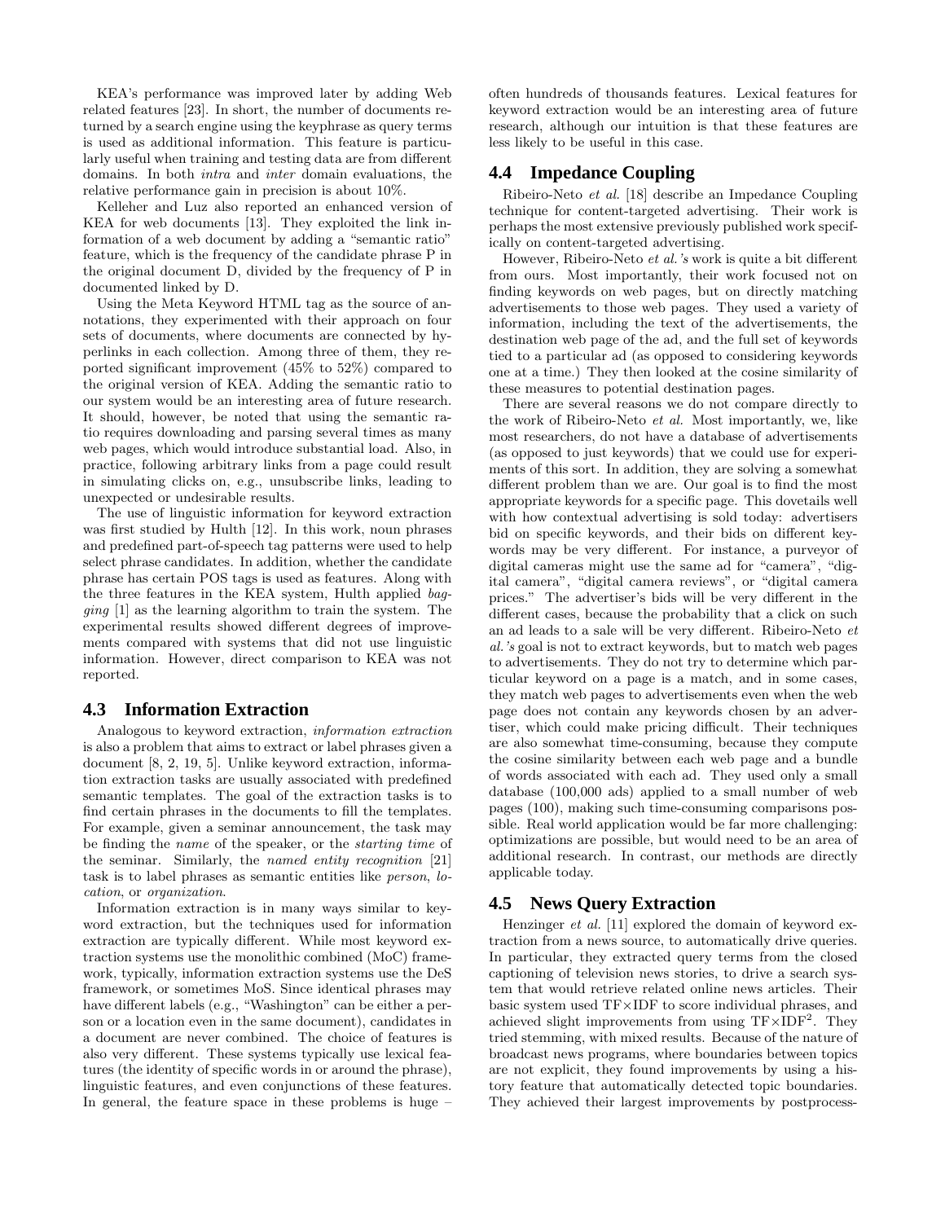KEA's performance was improved later by adding Web related features [23]. In short, the number of documents returned by a search engine using the keyphrase as query terms is used as additional information. This feature is particularly useful when training and testing data are from different domains. In both *intra* and *inter* domain evaluations, the relative performance gain in precision is about 10%.

Kelleher and Luz also reported an enhanced version of KEA for web documents [13]. They exploited the link information of a web document by adding a "semantic ratio" feature, which is the frequency of the candidate phrase P in the original document D, divided by the frequency of P in documented linked by D.

Using the Meta Keyword HTML tag as the source of annotations, they experimented with their approach on four sets of documents, where documents are connected by hyperlinks in each collection. Among three of them, they reported significant improvement (45% to 52%) compared to the original version of KEA. Adding the semantic ratio to our system would be an interesting area of future research. It should, however, be noted that using the semantic ratio requires downloading and parsing several times as many web pages, which would introduce substantial load. Also, in practice, following arbitrary links from a page could result in simulating clicks on, e.g., unsubscribe links, leading to unexpected or undesirable results.

The use of linguistic information for keyword extraction was first studied by Hulth [12]. In this work, noun phrases and predefined part-of-speech tag patterns were used to help select phrase candidates. In addition, whether the candidate phrase has certain POS tags is used as features. Along with the three features in the KEA system, Hulth applied *bagging* [1] as the learning algorithm to train the system. The experimental results showed different degrees of improvements compared with systems that did not use linguistic information. However, direct comparison to KEA was not reported.

## 4.3 Information Extraction

Analogous to keyword extraction, *information extraction* is also a problem that aims to extract or label phrases given a document [8, 2, 19, 5]. Unlike keyword extraction, information extraction tasks are usually associated with predefined semantic templates. The goal of the extraction tasks is to find certain phrases in the documents to fill the templates. For example, given a seminar announcement, the task may be finding the *name* of the speaker, or the *starting time* of the seminar. Similarly, the *named entity recognition* [21] task is to label phrases as semantic entities like *person*, *location*, or *organization*.

Information extraction is in many ways similar to keyword extraction, but the techniques used for information extraction are typically different. While most keyword extraction systems use the monolithic combined (MoC) framework, typically, information extraction systems use the DeS framework, or sometimes MoS. Since identical phrases may have different labels (e.g., "Washington" can be either a person or a location even in the same document), candidates in a document are never combined. The choice of features is also very different. These systems typically use lexical features (the identity of specific words in or around the phrase), linguistic features, and even conjunctions of these features. In general, the feature space in these problems is huge – often hundreds of thousands features. Lexical features for keyword extraction would be an interesting area of future research, although our intuition is that these features are less likely to be useful in this case.

## 4.4 Impedance Coupling

Ribeiro-Neto *et al.* [18] describe an Impedance Coupling technique for content-targeted advertising. Their work is perhaps the most extensive previously published work specifically on content-targeted advertising.

However, Ribeiro-Neto *et al.'s* work is quite a bit different from ours. Most importantly, their work focused not on finding keywords on web pages, but on directly matching advertisements to those web pages. They used a variety of information, including the text of the advertisements, the destination web page of the ad, and the full set of keywords tied to a particular ad (as opposed to considering keywords one at a time.) They then looked at the cosine similarity of these measures to potential destination pages.

There are several reasons we do not compare directly to the work of Ribeiro-Neto *et al.* Most importantly, we, like most researchers, do not have a database of advertisements (as opposed to just keywords) that we could use for experiments of this sort. In addition, they are solving a somewhat different problem than we are. Our goal is to find the most appropriate keywords for a specific page. This dovetails well with how contextual advertising is sold today: advertisers bid on specific keywords, and their bids on different keywords may be very different. For instance, a purveyor of digital cameras might use the same ad for "camera", "digital camera", "digital camera reviews", or "digital camera prices." The advertiser's bids will be very different in the different cases, because the probability that a click on such an ad leads to a sale will be very different. Ribeiro-Neto *et al.'s* goal is not to extract keywords, but to match web pages to advertisements. They do not try to determine which particular keyword on a page is a match, and in some cases, they match web pages to advertisements even when the web page does not contain any keywords chosen by an advertiser, which could make pricing difficult. Their techniques are also somewhat time-consuming, because they compute the cosine similarity between each web page and a bundle of words associated with each ad. They used only a small database (100,000 ads) applied to a small number of web pages (100), making such time-consuming comparisons possible. Real world application would be far more challenging: optimizations are possible, but would need to be an area of additional research. In contrast, our methods are directly applicable today.

## 4.5 News Query Extraction

Henzinger *et al.* [11] explored the domain of keyword extraction from a news source, to automatically drive queries. In particular, they extracted query terms from the closed captioning of television news stories, to drive a search system that would retrieve related online news articles. Their basic system used TF×IDF to score individual phrases, and achieved slight improvements from using TF×IDF$^2$. They tried stemming, with mixed results. Because of the nature of broadcast news programs, where boundaries between topics are not explicit, they found improvements by using a history feature that automatically detected topic boundaries. They achieved their largest improvements by postprocess-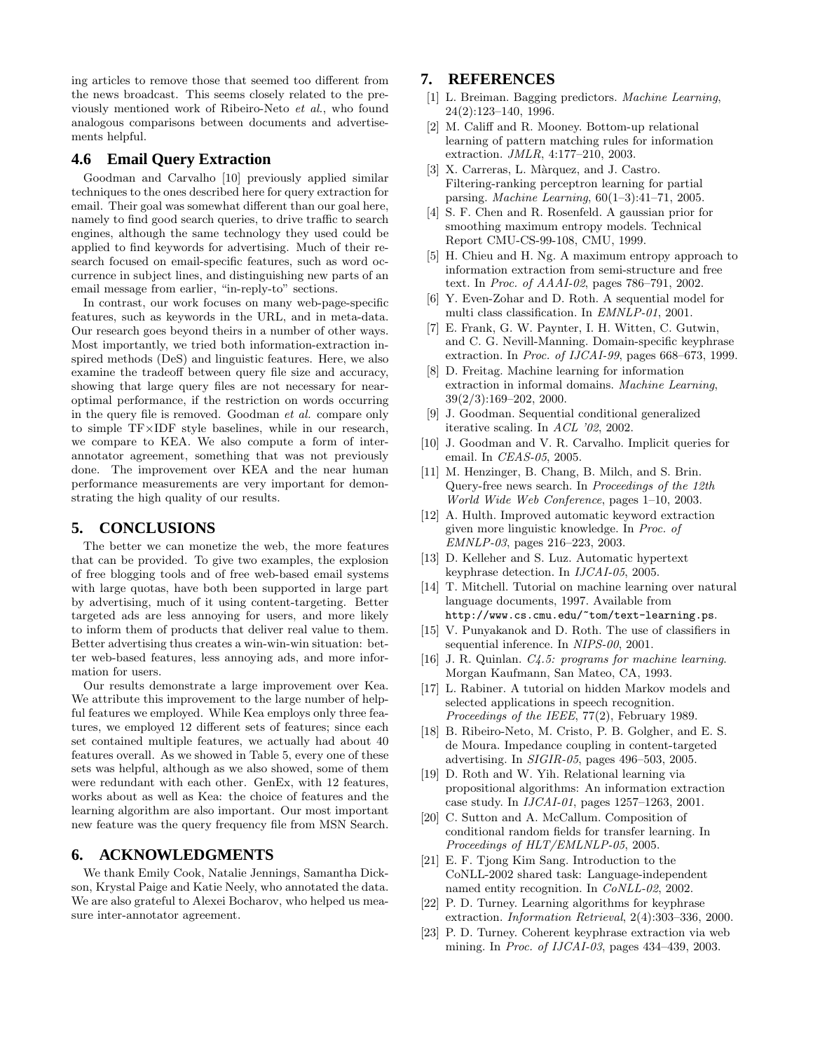ing articles to remove those that seemed too different from the news broadcast. This seems closely related to the previously mentioned work of Ribeiro-Neto *et al.*, who found analogous comparisons between documents and advertisements helpful.

## 4.6 Email Query Extraction

Goodman and Carvalho [10] previously applied similar techniques to the ones described here for query extraction for email. Their goal was somewhat different than our goal here, namely to find good search queries, to drive traffic to search engines, although the same technology they used could be applied to find keywords for advertising. Much of their research focused on email-specific features, such as word occurrence in subject lines, and distinguishing new parts of an email message from earlier, "in-reply-to" sections.

In contrast, our work focuses on many web-page-specific features, such as keywords in the URL, and in meta-data. Our research goes beyond theirs in a number of other ways. Most importantly, we tried both information-extraction inspired methods (DeS) and linguistic features. Here, we also examine the tradeoff between query file size and accuracy, showing that large query files are not necessary for near-optimal performance, if the restriction on words occurring in the query file is removed. Goodman *et al.* compare only to simple TF×IDF style baselines, while in our research, we compare to KEA. We also compute a form of inter-annotator agreement, something that was not previously done. The improvement over KEA and the near human performance measurements are very important for demonstrating the high quality of our results.

# 5. CONCLUSIONS

The better we can monetize the web, the more features that can be provided. To give two examples, the explosion of free blogging tools and of free web-based email systems with large quotas, have both been supported in large part by advertising, much of it using content-targeting. Better targeted ads are less annoying for users, and more likely to inform them of products that deliver real value to them. Better advertising thus creates a win-win-win situation: better web-based features, less annoying ads, and more information for users.

Our results demonstrate a large improvement over Kea. We attribute this improvement to the large number of helpful features we employed. While Kea employs only three features, we employed 12 different sets of features; since each set contained multiple features, we actually had about 40 features overall. As we showed in Table 5, every one of these sets was helpful, although as we also showed, some of them were redundant with each other. GenEx, with 12 features, works about as well as Kea: the choice of features and the learning algorithm are also important. Our most important new feature was the query frequency file from MSN Search.

# 6. ACKNOWLEDGMENTS

We thank Emily Cook, Natalie Jennings, Samantha Dickson, Krystal Paige and Katie Neely, who annotated the data. We are also grateful to Alexei Bocharov, who helped us measure inter-annotator agreement.

# 7. REFERENCES

[1] L. Breiman. Bagging predictors. *Machine Learning*, 24(2):123–140, 1996.

[2] M. Califf and R. Mooney. Bottom-up relational learning of pattern matching rules for information extraction. *JMLR*, 4:177–210, 2003.

[3] X. Carreras, L. Màrquez, and J. Castro. Filtering-ranking perceptron learning for partial parsing. *Machine Learning*, 60(1–3):41–71, 2005.

[4] S. F. Chen and R. Rosenfeld. A gaussian prior for smoothing maximum entropy models. Technical Report CMU-CS-99-108, CMU, 1999.

[5] H. Chieu and H. Ng. A maximum entropy approach to information extraction from semi-structure and free text. In *Proc. of AAAI-02*, pages 786–791, 2002.

[6] Y. Even-Zohar and D. Roth. A sequential model for multi class classification. In *EMNLP-01*, 2001.

[7] E. Frank, G. W. Paynter, I. H. Witten, C. Gutwin, and C. G. Nevill-Manning. Domain-specific keyphrase extraction. In *Proc. of IJCAI-99*, pages 668–673, 1999.

[8] D. Freitag. Machine learning for information extraction in informal domains. *Machine Learning*, 39(2/3):169–202, 2000.

[9] J. Goodman. Sequential conditional generalized iterative scaling. In *ACL '02*, 2002.

[10] J. Goodman and V. R. Carvalho. Implicit queries for email. In *CEAS-05*, 2005.

[11] M. Henzinger, B. Chang, B. Milch, and S. Brin. Query-free news search. In *Proceedings of the 12th World Wide Web Conference*, pages 1–10, 2003.

[12] A. Hulth. Improved automatic keyword extraction given more linguistic knowledge. In *Proc. of EMNLP-03*, pages 216–223, 2003.

[13] D. Kelleher and S. Luz. Automatic hypertext keyphrase detection. In *IJCAI-05*, 2005.

[14] T. Mitchell. Tutorial on machine learning over natural language documents, 1997. Available from `http://www.cs.cmu.edu/~tom/text-learning.ps`.

[15] V. Punyakanok and D. Roth. The use of classifiers in sequential inference. In *NIPS-00*, 2001.

[16] J. R. Quinlan. *C4.5: programs for machine learning*. Morgan Kaufmann, San Mateo, CA, 1993.

[17] L. Rabiner. A tutorial on hidden Markov models and selected applications in speech recognition. *Proceedings of the IEEE*, 77(2), February 1989.

[18] B. Ribeiro-Neto, M. Cristo, P. B. Golgher, and E. S. de Moura. Impedance coupling in content-targeted advertising. In *SIGIR-05*, pages 496–503, 2005.

[19] D. Roth and W. Yih. Relational learning via propositional algorithms: An information extraction case study. In *IJCAI-01*, pages 1257–1263, 2001.

[20] C. Sutton and A. McCallum. Composition of conditional random fields for transfer learning. In *Proceedings of HLT/EMLNLP-05*, 2005.

[21] E. F. Tjong Kim Sang. Introduction to the CoNLL-2002 shared task: Language-independent named entity recognition. In *CoNLL-02*, 2002.

[22] P. D. Turney. Learning algorithms for keyphrase extraction. *Information Retrieval*, 2(4):303–336, 2000.

[23] P. D. Turney. Coherent keyphrase extraction via web mining. In *Proc. of IJCAI-03*, pages 434–439, 2003.